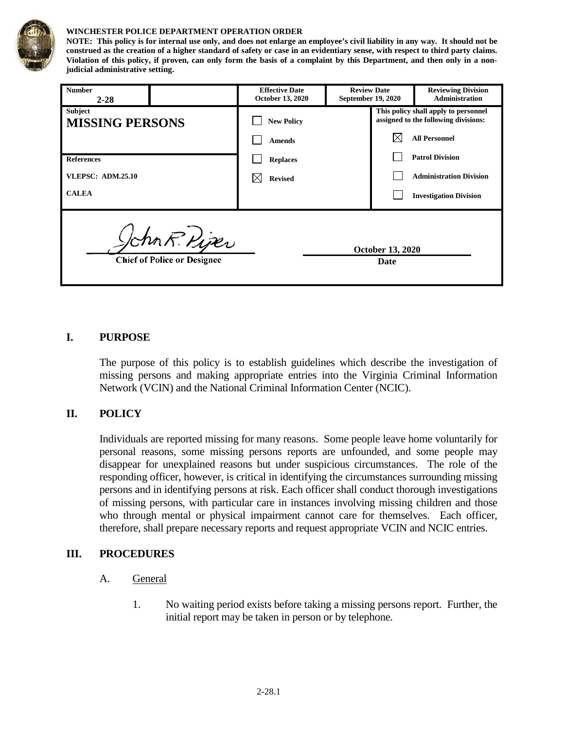**WINCHESTER POLICE DEPARTMENT OPERATION ORDER**

**NOTE: This policy is for internal use only, and does not enlarge an employee's civil liability in any way. It should not be construed as the creation of a higher standard of safety or case in an evidentiary sense, with respect to third party claims. Violation of this policy, if proven, can only form the basis of a complaint by this Department, and then only in a non-judicial administrative setting.**

| **Number** 2-28 | | **Effective Date** October 13, 2020 | **Review Date** September 19, 2020 | **Reviewing Division** Administration |
|---|---|---|---|---|
| **Subject** **MISSING PERSONS** | | ☐ New Policy | **This policy shall apply to personnel assigned to the following divisions:** | |
| | | ☐ Amends | ☒ All Personnel | |
| **References** | | ☐ Replaces | ☐ Patrol Division | |
| **VLEPSC: ADM.25.10** | | ☒ Revised | ☐ Administration Division | |
| **CALEA** | | | ☐ Investigation Division | |

John R. Piper
Chief of Police or Designee

October 13, 2020
Date

## I. PURPOSE

The purpose of this policy is to establish guidelines which describe the investigation of missing persons and making appropriate entries into the Virginia Criminal Information Network (VCIN) and the National Criminal Information Center (NCIC).

## II. POLICY

Individuals are reported missing for many reasons. Some people leave home voluntarily for personal reasons, some missing persons reports are unfounded, and some people may disappear for unexplained reasons but under suspicious circumstances. The role of the responding officer, however, is critical in identifying the circumstances surrounding missing persons and in identifying persons at risk. Each officer shall conduct thorough investigations of missing persons, with particular care in instances involving missing children and those who through mental or physical impairment cannot care for themselves. Each officer, therefore, shall prepare necessary reports and request appropriate VCIN and NCIC entries.

## III. PROCEDURES

A. General

1. No waiting period exists before taking a missing persons report. Further, the initial report may be taken in person or by telephone.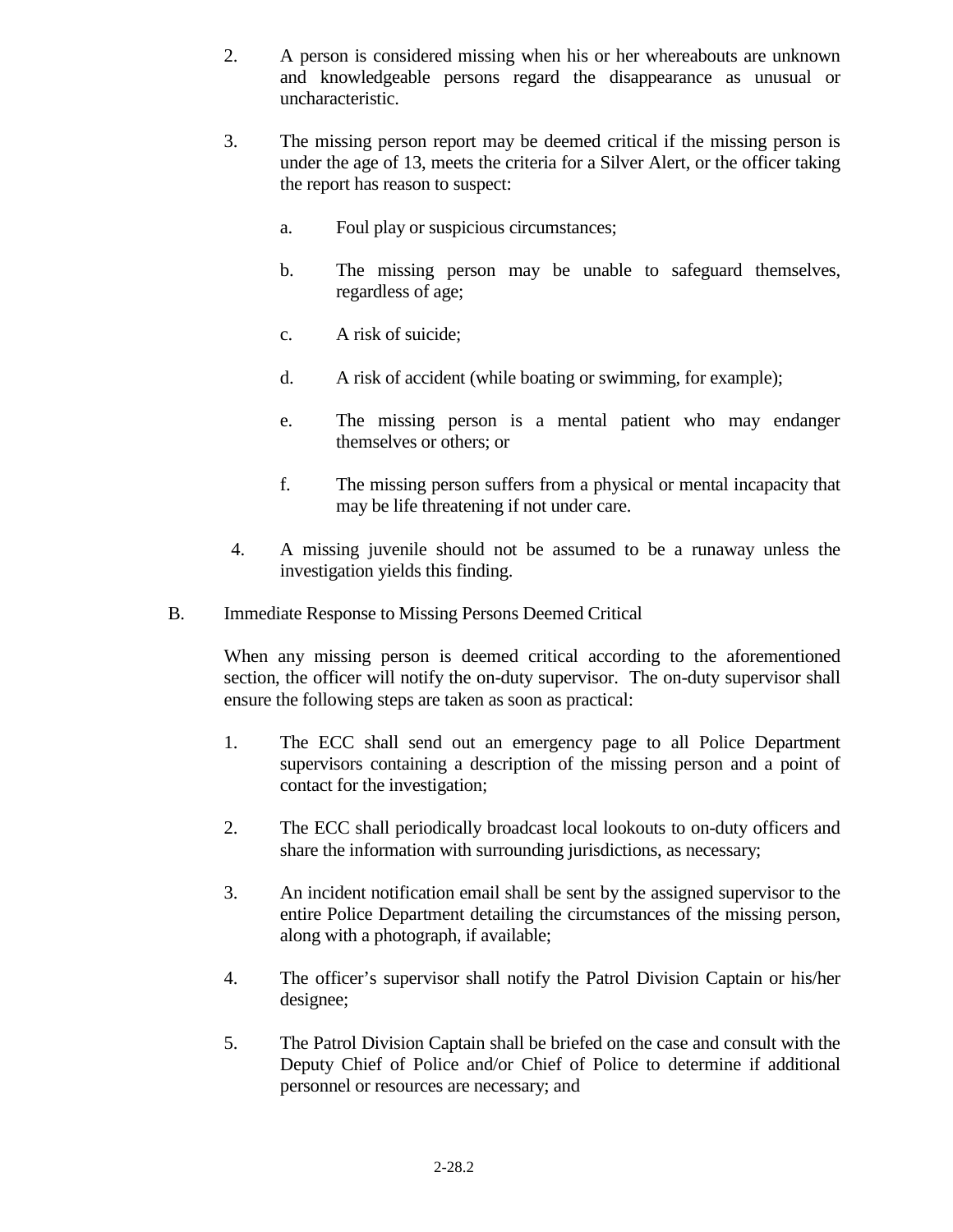2. A person is considered missing when his or her whereabouts are unknown and knowledgeable persons regard the disappearance as unusual or uncharacteristic.

3. The missing person report may be deemed critical if the missing person is under the age of 13, meets the criteria for a Silver Alert, or the officer taking the report has reason to suspect:

   a. Foul play or suspicious circumstances;

   b. The missing person may be unable to safeguard themselves, regardless of age;

   c. A risk of suicide;

   d. A risk of accident (while boating or swimming, for example);

   e. The missing person is a mental patient who may endanger themselves or others; or

   f. The missing person suffers from a physical or mental incapacity that may be life threatening if not under care.

4. A missing juvenile should not be assumed to be a runaway unless the investigation yields this finding.

B. Immediate Response to Missing Persons Deemed Critical

When any missing person is deemed critical according to the aforementioned section, the officer will notify the on-duty supervisor. The on-duty supervisor shall ensure the following steps are taken as soon as practical:

1. The ECC shall send out an emergency page to all Police Department supervisors containing a description of the missing person and a point of contact for the investigation;

2. The ECC shall periodically broadcast local lookouts to on-duty officers and share the information with surrounding jurisdictions, as necessary;

3. An incident notification email shall be sent by the assigned supervisor to the entire Police Department detailing the circumstances of the missing person, along with a photograph, if available;

4. The officer's supervisor shall notify the Patrol Division Captain or his/her designee;

5. The Patrol Division Captain shall be briefed on the case and consult with the Deputy Chief of Police and/or Chief of Police to determine if additional personnel or resources are necessary; and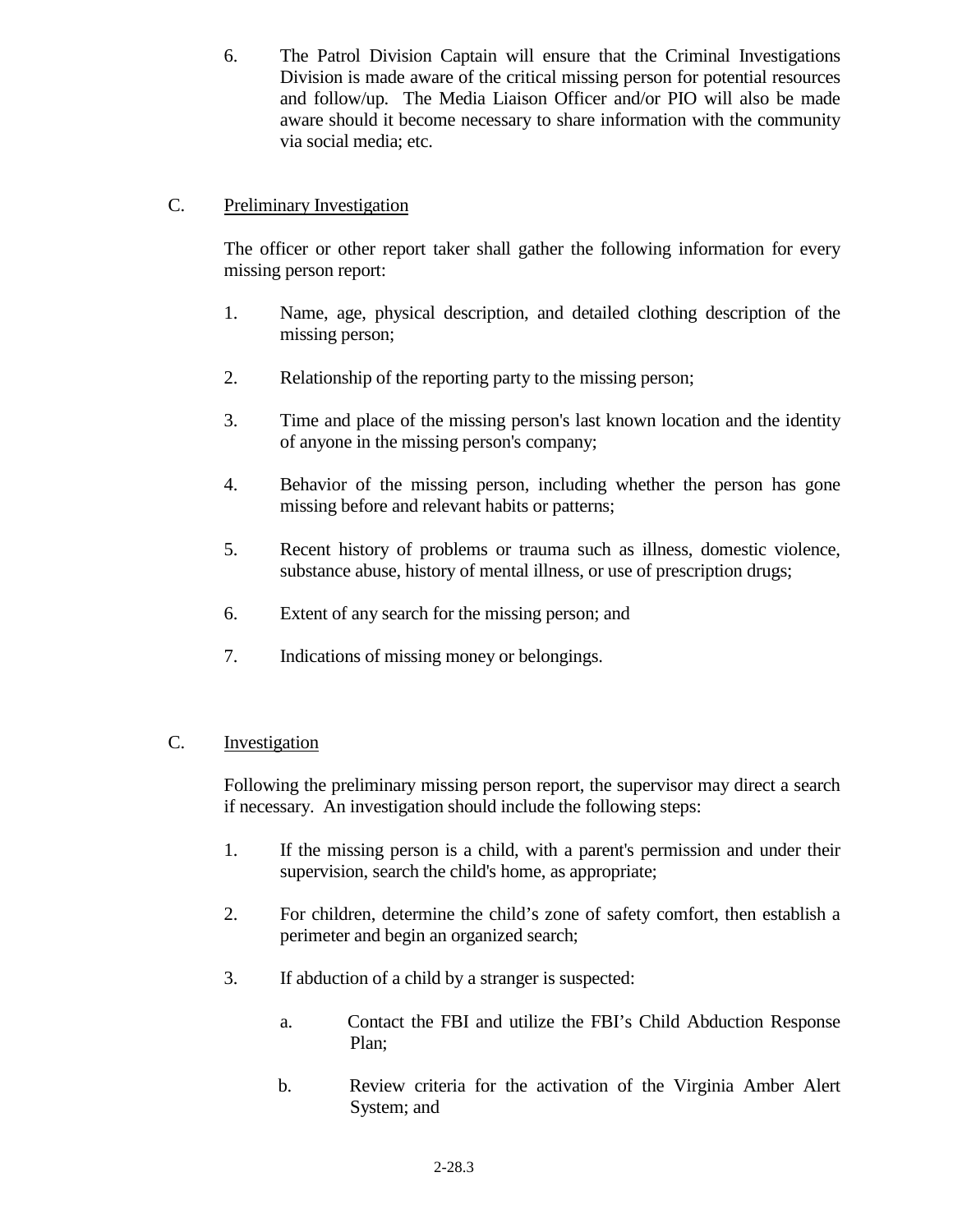6. The Patrol Division Captain will ensure that the Criminal Investigations Division is made aware of the critical missing person for potential resources and follow/up. The Media Liaison Officer and/or PIO will also be made aware should it become necessary to share information with the community via social media; etc.

C. <u>Preliminary Investigation</u>

The officer or other report taker shall gather the following information for every missing person report:

1. Name, age, physical description, and detailed clothing description of the missing person;

2. Relationship of the reporting party to the missing person;

3. Time and place of the missing person's last known location and the identity of anyone in the missing person's company;

4. Behavior of the missing person, including whether the person has gone missing before and relevant habits or patterns;

5. Recent history of problems or trauma such as illness, domestic violence, substance abuse, history of mental illness, or use of prescription drugs;

6. Extent of any search for the missing person; and

7. Indications of missing money or belongings.

C. <u>Investigation</u>

Following the preliminary missing person report, the supervisor may direct a search if necessary. An investigation should include the following steps:

1. If the missing person is a child, with a parent's permission and under their supervision, search the child's home, as appropriate;

2. For children, determine the child's zone of safety comfort, then establish a perimeter and begin an organized search;

3. If abduction of a child by a stranger is suspected:

   a. Contact the FBI and utilize the FBI's Child Abduction Response Plan;

   b. Review criteria for the activation of the Virginia Amber Alert System; and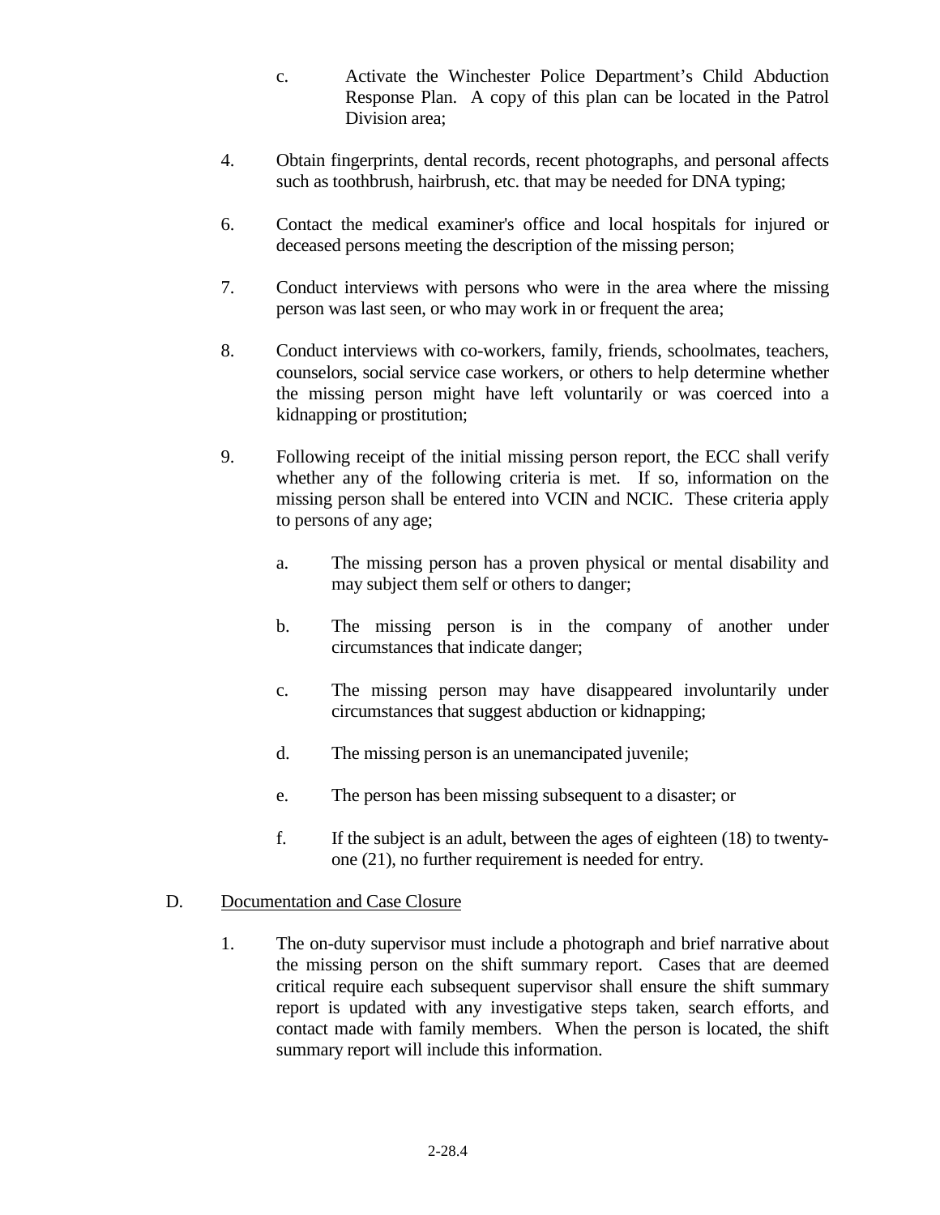c. Activate the Winchester Police Department's Child Abduction Response Plan. A copy of this plan can be located in the Patrol Division area;

4. Obtain fingerprints, dental records, recent photographs, and personal affects such as toothbrush, hairbrush, etc. that may be needed for DNA typing;

6. Contact the medical examiner's office and local hospitals for injured or deceased persons meeting the description of the missing person;

7. Conduct interviews with persons who were in the area where the missing person was last seen, or who may work in or frequent the area;

8. Conduct interviews with co-workers, family, friends, schoolmates, teachers, counselors, social service case workers, or others to help determine whether the missing person might have left voluntarily or was coerced into a kidnapping or prostitution;

9. Following receipt of the initial missing person report, the ECC shall verify whether any of the following criteria is met. If so, information on the missing person shall be entered into VCIN and NCIC. These criteria apply to persons of any age;

   a. The missing person has a proven physical or mental disability and may subject them self or others to danger;

   b. The missing person is in the company of another under circumstances that indicate danger;

   c. The missing person may have disappeared involuntarily under circumstances that suggest abduction or kidnapping;

   d. The missing person is an unemancipated juvenile;

   e. The person has been missing subsequent to a disaster; or

   f. If the subject is an adult, between the ages of eighteen (18) to twenty-one (21), no further requirement is needed for entry.

D. <u>Documentation and Case Closure</u>

1. The on-duty supervisor must include a photograph and brief narrative about the missing person on the shift summary report. Cases that are deemed critical require each subsequent supervisor shall ensure the shift summary report is updated with any investigative steps taken, search efforts, and contact made with family members. When the person is located, the shift summary report will include this information.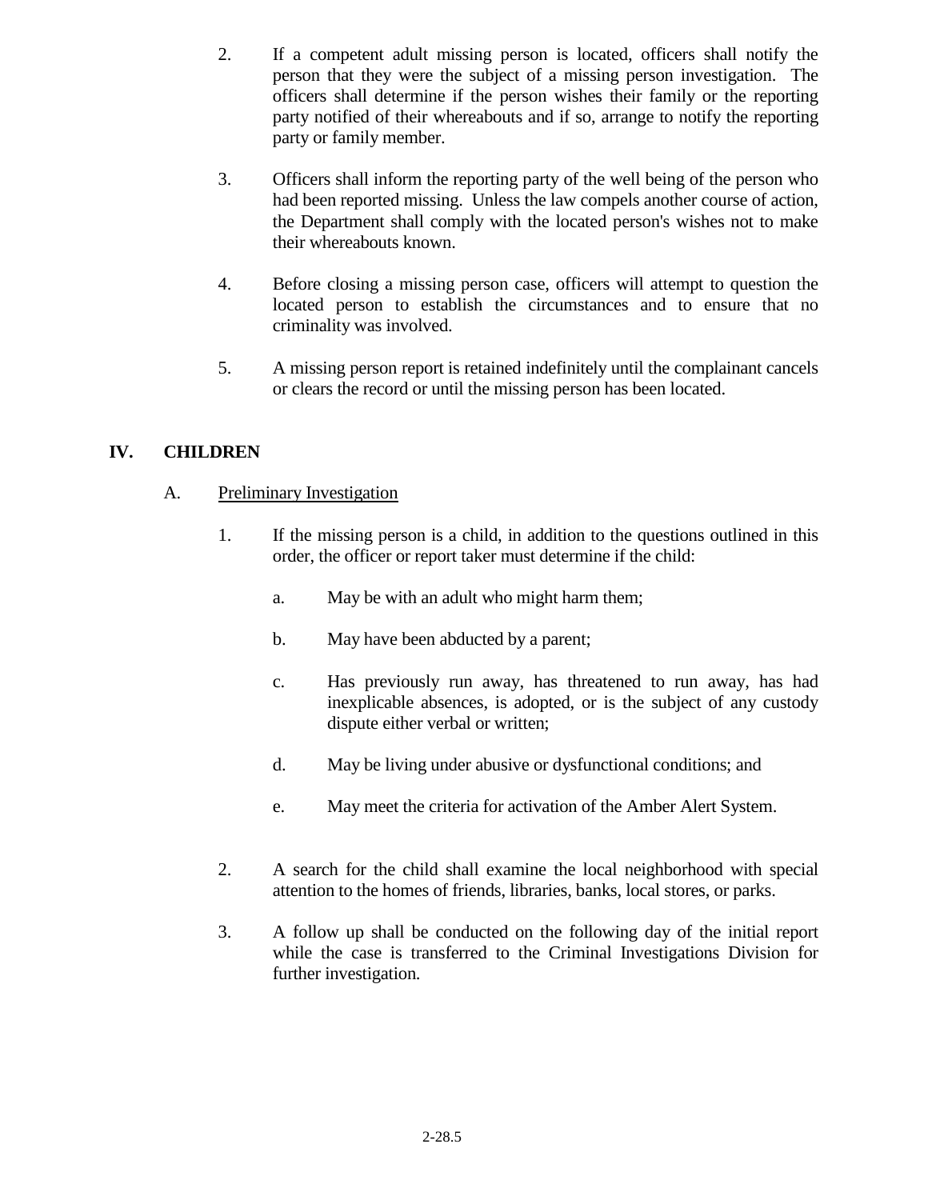2. If a competent adult missing person is located, officers shall notify the person that they were the subject of a missing person investigation. The officers shall determine if the person wishes their family or the reporting party notified of their whereabouts and if so, arrange to notify the reporting party or family member.

3. Officers shall inform the reporting party of the well being of the person who had been reported missing. Unless the law compels another course of action, the Department shall comply with the located person's wishes not to make their whereabouts known.

4. Before closing a missing person case, officers will attempt to question the located person to establish the circumstances and to ensure that no criminality was involved.

5. A missing person report is retained indefinitely until the complainant cancels or clears the record or until the missing person has been located.

## IV. CHILDREN

### A. Preliminary Investigation

1. If the missing person is a child, in addition to the questions outlined in this order, the officer or report taker must determine if the child:

   a. May be with an adult who might harm them;

   b. May have been abducted by a parent;

   c. Has previously run away, has threatened to run away, has had inexplicable absences, is adopted, or is the subject of any custody dispute either verbal or written;

   d. May be living under abusive or dysfunctional conditions; and

   e. May meet the criteria for activation of the Amber Alert System.

2. A search for the child shall examine the local neighborhood with special attention to the homes of friends, libraries, banks, local stores, or parks.

3. A follow up shall be conducted on the following day of the initial report while the case is transferred to the Criminal Investigations Division for further investigation.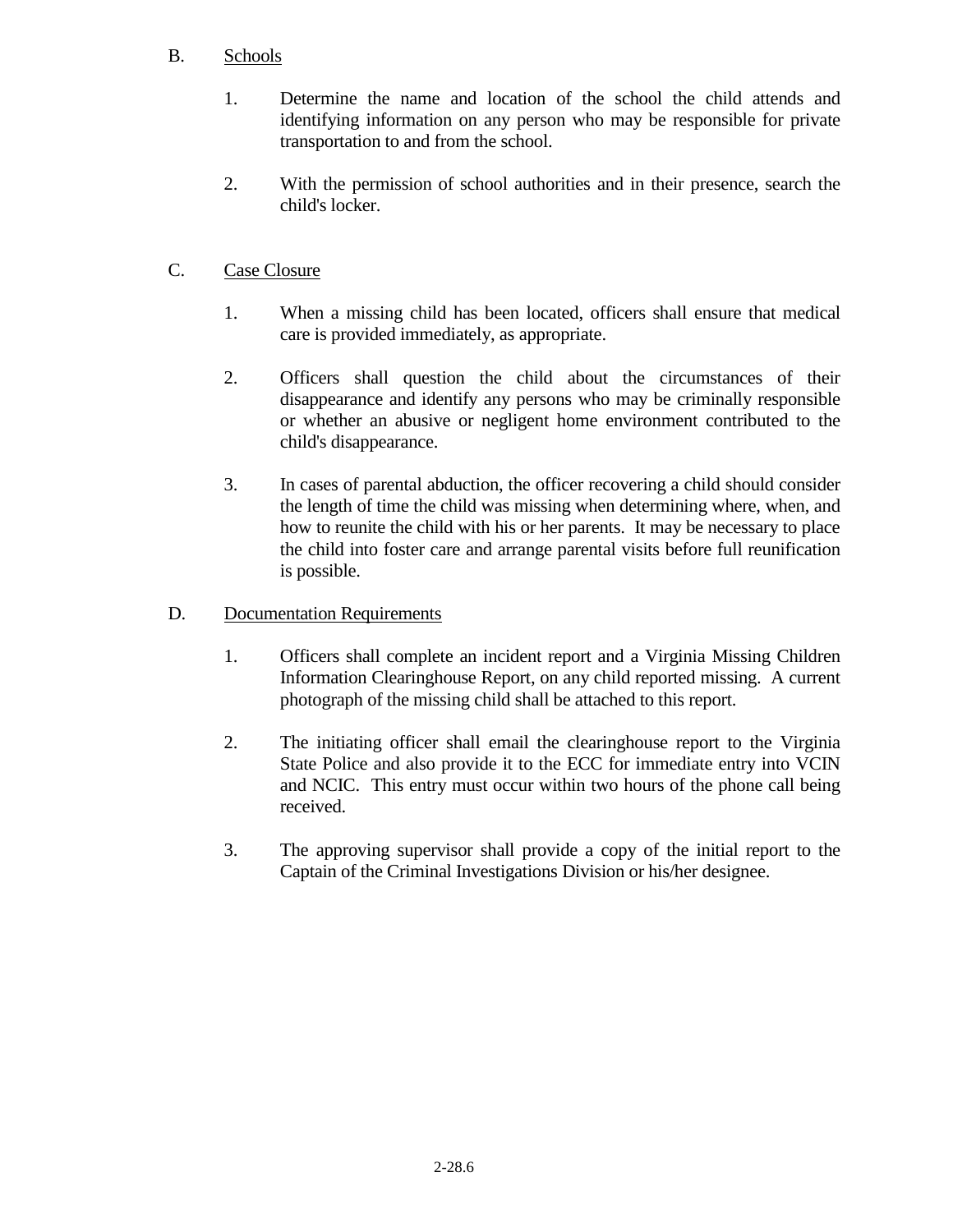B. Schools

1. Determine the name and location of the school the child attends and identifying information on any person who may be responsible for private transportation to and from the school.

2. With the permission of school authorities and in their presence, search the child's locker.

C. Case Closure

1. When a missing child has been located, officers shall ensure that medical care is provided immediately, as appropriate.

2. Officers shall question the child about the circumstances of their disappearance and identify any persons who may be criminally responsible or whether an abusive or negligent home environment contributed to the child's disappearance.

3. In cases of parental abduction, the officer recovering a child should consider the length of time the child was missing when determining where, when, and how to reunite the child with his or her parents. It may be necessary to place the child into foster care and arrange parental visits before full reunification is possible.

D. Documentation Requirements

1. Officers shall complete an incident report and a Virginia Missing Children Information Clearinghouse Report, on any child reported missing. A current photograph of the missing child shall be attached to this report.

2. The initiating officer shall email the clearinghouse report to the Virginia State Police and also provide it to the ECC for immediate entry into VCIN and NCIC. This entry must occur within two hours of the phone call being received.

3. The approving supervisor shall provide a copy of the initial report to the Captain of the Criminal Investigations Division or his/her designee.